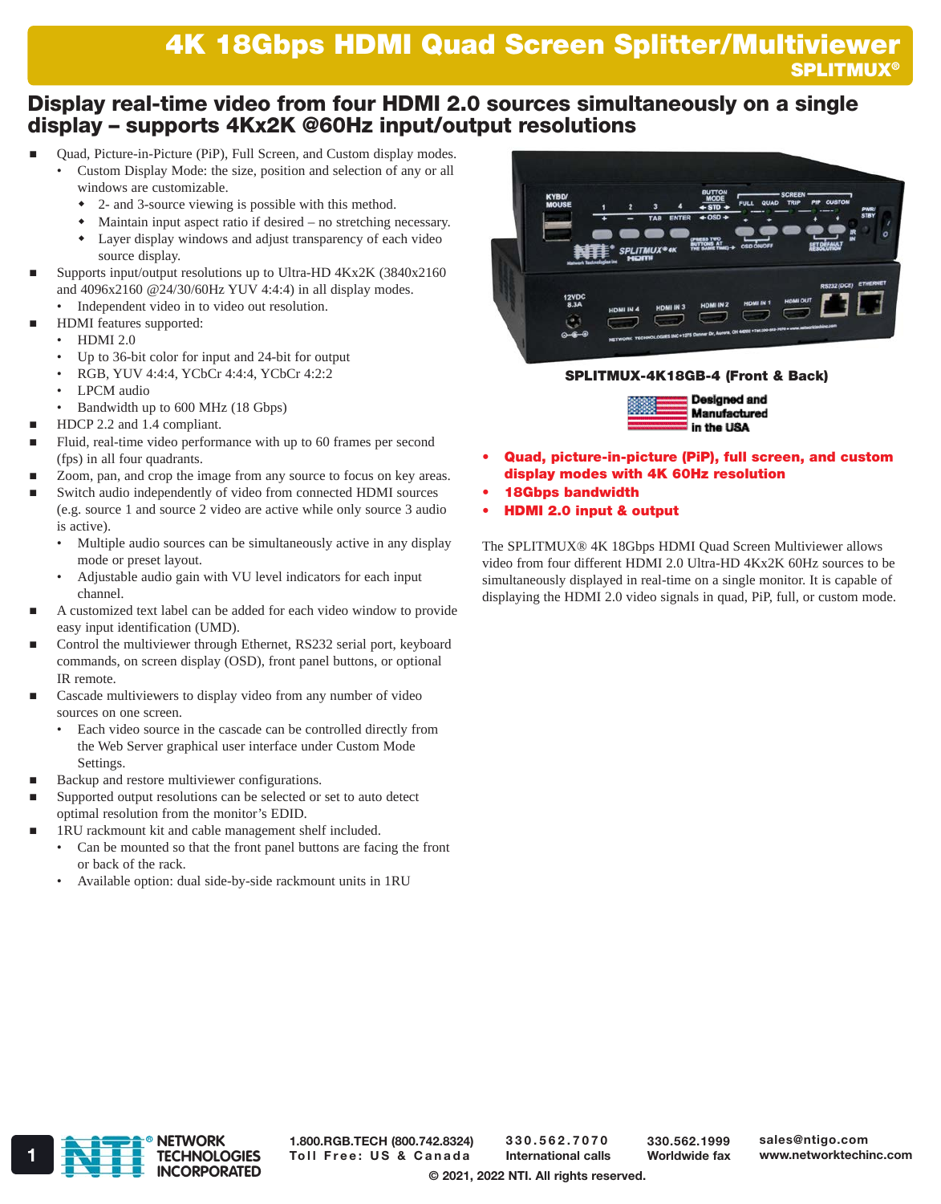# 4K 18Gbps HDMI Quad Screen Splitter/Multiviewer

**SPLITMUX®**

## Display real-time video from four HDMI 2.0 sources simultaneously on a single display – supports 4Kx2K @60Hz input/output resolutions

- Quad, Picture-in-Picture (PiP), Full Screen, and Custom display modes.
  - Custom Display Mode: the size, position and selection of any or all windows are customizable.
    - 2- and 3-source viewing is possible with this method.
    - Maintain input aspect ratio if desired – no stretching necessary.
    - Layer display windows and adjust transparency of each video source display.
- Supports input/output resolutions up to Ultra-HD 4Kx2K (3840x2160 and 4096x2160 @24/30/60Hz YUV 4:4:4) in all display modes.
  - Independent video in to video out resolution.
- HDMI features supported:
  - HDMI 2.0
  - Up to 36-bit color for input and 24-bit for output
  - RGB, YUV 4:4:4, YCbCr 4:4:4, YCbCr 4:2:2
  - LPCM audio
  - Bandwidth up to 600 MHz (18 Gbps)
- HDCP 2.2 and 1.4 compliant.
- Fluid, real-time video performance with up to 60 frames per second (fps) in all four quadrants.
- Zoom, pan, and crop the image from any source to focus on key areas.
- Switch audio independently of video from connected HDMI sources (e.g. source 1 and source 2 video are active while only source 3 audio is active).
  - Multiple audio sources can be simultaneously active in any display mode or preset layout.
  - Adjustable audio gain with VU level indicators for each input channel.
- A customized text label can be added for each video window to provide easy input identification (UMD).
- Control the multiviewer through Ethernet, RS232 serial port, keyboard commands, on screen display (OSD), front panel buttons, or optional IR remote.
- Cascade multiviewers to display video from any number of video sources on one screen.
  - Each video source in the cascade can be controlled directly from the Web Server graphical user interface under Custom Mode Settings.
- Backup and restore multiviewer configurations.
- Supported output resolutions can be selected or set to auto detect optimal resolution from the monitor's EDID.
- 1RU rackmount kit and cable management shelf included.
  - Can be mounted so that the front panel buttons are facing the front or back of the rack.
  - Available option: dual side-by-side rackmount units in 1RU

**SPLITMUX-4K18GB-4 (Front & Back)**

Designed and Manufactured in the USA

- **Quad, picture-in-picture (PiP), full screen, and custom display modes with 4K 60Hz resolution**
- **18Gbps bandwidth**
- **HDMI 2.0 input & output**

The SPLITMUX® 4K 18Gbps HDMI Quad Screen Multiviewer allows video from four different HDMI 2.0 Ultra-HD 4Kx2K 60Hz sources to be simultaneously displayed in real-time on a single monitor. It is capable of displaying the HDMI 2.0 video signals in quad, PiP, full, or custom mode.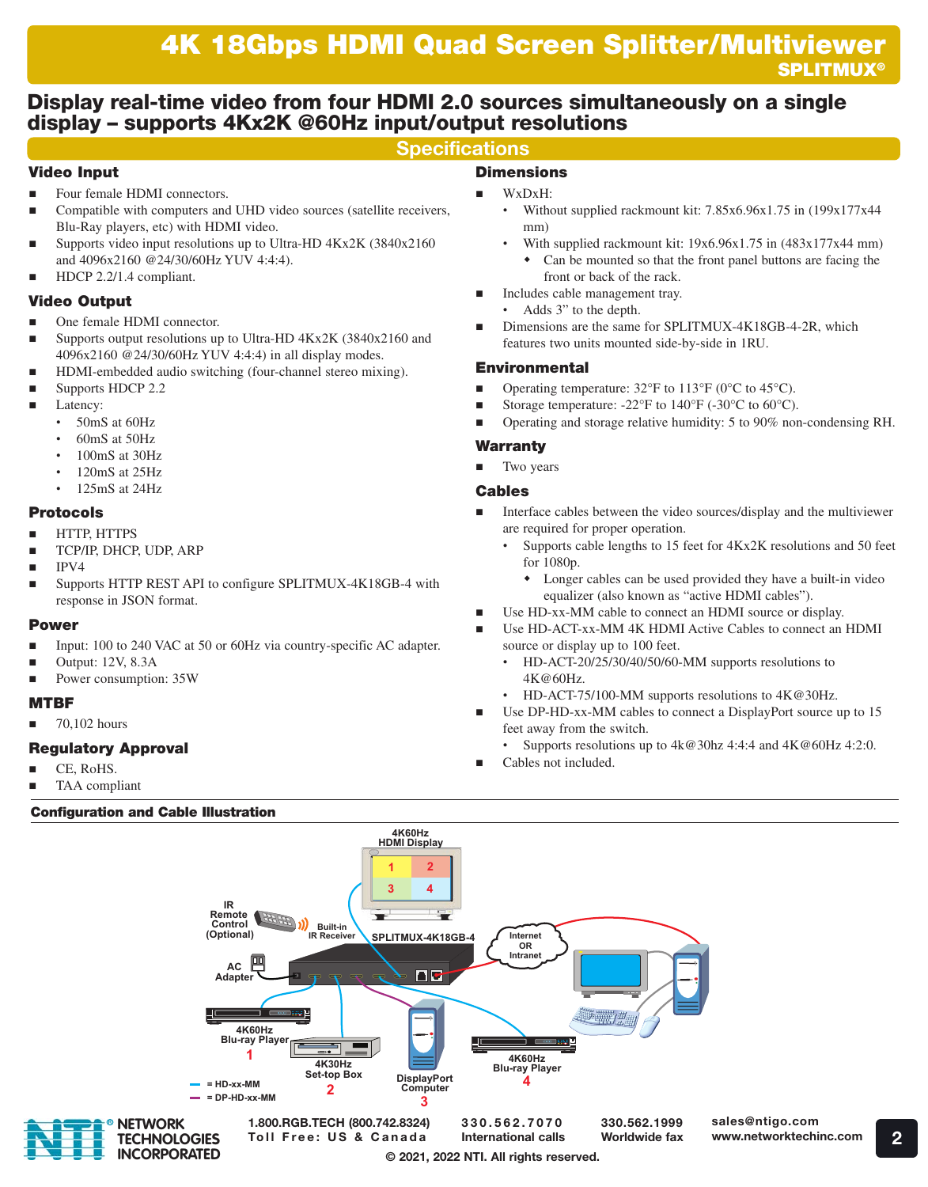# 4K 18Gbps HDMI Quad Screen Splitter/Multiviewer

**SPLITMUX®**

## Display real-time video from four HDMI 2.0 sources simultaneously on a single display – supports 4Kx2K @60Hz input/output resolutions

## Specifications

### Video Input

- Four female HDMI connectors.
- Compatible with computers and UHD video sources (satellite receivers, Blu-Ray players, etc) with HDMI video.
- Supports video input resolutions up to Ultra-HD 4Kx2K (3840x2160 and 4096x2160 @24/30/60Hz YUV 4:4:4).
- HDCP 2.2/1.4 compliant.

### Video Output

- One female HDMI connector.
- Supports output resolutions up to Ultra-HD 4Kx2K (3840x2160 and 4096x2160 @24/30/60Hz YUV 4:4:4) in all display modes.
- HDMI-embedded audio switching (four-channel stereo mixing).
- Supports HDCP 2.2
- Latency:
  - 50mS at 60Hz
  - 60mS at 50Hz
  - 100mS at 30Hz
  - 120mS at 25Hz
  - 125mS at 24Hz

### Protocols

- HTTP, HTTPS
- TCP/IP, DHCP, UDP, ARP
- IPV4
- Supports HTTP REST API to configure SPLITMUX-4K18GB-4 with response in JSON format.

### Power

- Input: 100 to 240 VAC at 50 or 60Hz via country-specific AC adapter.
- Output: 12V, 8.3A
- Power consumption: 35W

### MTBF

- 70,102 hours

### Regulatory Approval

- CE, RoHS.
- TAA compliant

### Dimensions

- WxDxH:
  - Without supplied rackmount kit: 7.85x6.96x1.75 in (199x177x44 mm)
  - With supplied rackmount kit: 19x6.96x1.75 in (483x177x44 mm)
    - Can be mounted so that the front panel buttons are facing the front or back of the rack.
- Includes cable management tray.
  - Adds 3" to the depth.
- Dimensions are the same for SPLITMUX-4K18GB-4-2R, which features two units mounted side-by-side in 1RU.

### Environmental

- Operating temperature: 32°F to 113°F (0°C to 45°C).
- Storage temperature: -22°F to 140°F (-30°C to 60°C).
- Operating and storage relative humidity: 5 to 90% non-condensing RH.

### Warranty

- Two years

### Cables

- Interface cables between the video sources/display and the multiviewer are required for proper operation.
  - Supports cable lengths to 15 feet for 4Kx2K resolutions and 50 feet for 1080p.
    - Longer cables can be used provided they have a built-in video equalizer (also known as "active HDMI cables").
- Use HD-xx-MM cable to connect an HDMI source or display.
- Use HD-ACT-xx-MM 4K HDMI Active Cables to connect an HDMI source or display up to 100 feet.
  - HD-ACT-20/25/30/40/50/60-MM supports resolutions to 4K@60Hz.
  - HD-ACT-75/100-MM supports resolutions to 4K@30Hz.
- Use DP-HD-xx-MM cables to connect a DisplayPort source up to 15 feet away from the switch.
  - Supports resolutions up to 4k@30hz 4:4:4 and 4K@60Hz 4:2:0.
- Cables not included.

### Configuration and Cable Illustration

4K60Hz HDMI Display
1 2
3 4
IR Remote Control (Optional)
Built-in IR Receiver
SPLITMUX-4K18GB-4
Internet OR Intranet
AC Adapter
4K60Hz Blu-ray Player 1
4K30Hz Set-top Box 2
DisplayPort Computer 3
4K60Hz Blu-ray Player 4
= HD-xx-MM
= DP-HD-xx-MM

NETWORK TECHNOLOGIES INCORPORATED

1.800.RGB.TECH (800.742.8324) Toll Free: US & Canada
330.562.7070 International calls
330.562.1999 Worldwide fax
sales@ntigo.com www.networktechinc.com

© 2021, 2022 NTI. All rights reserved.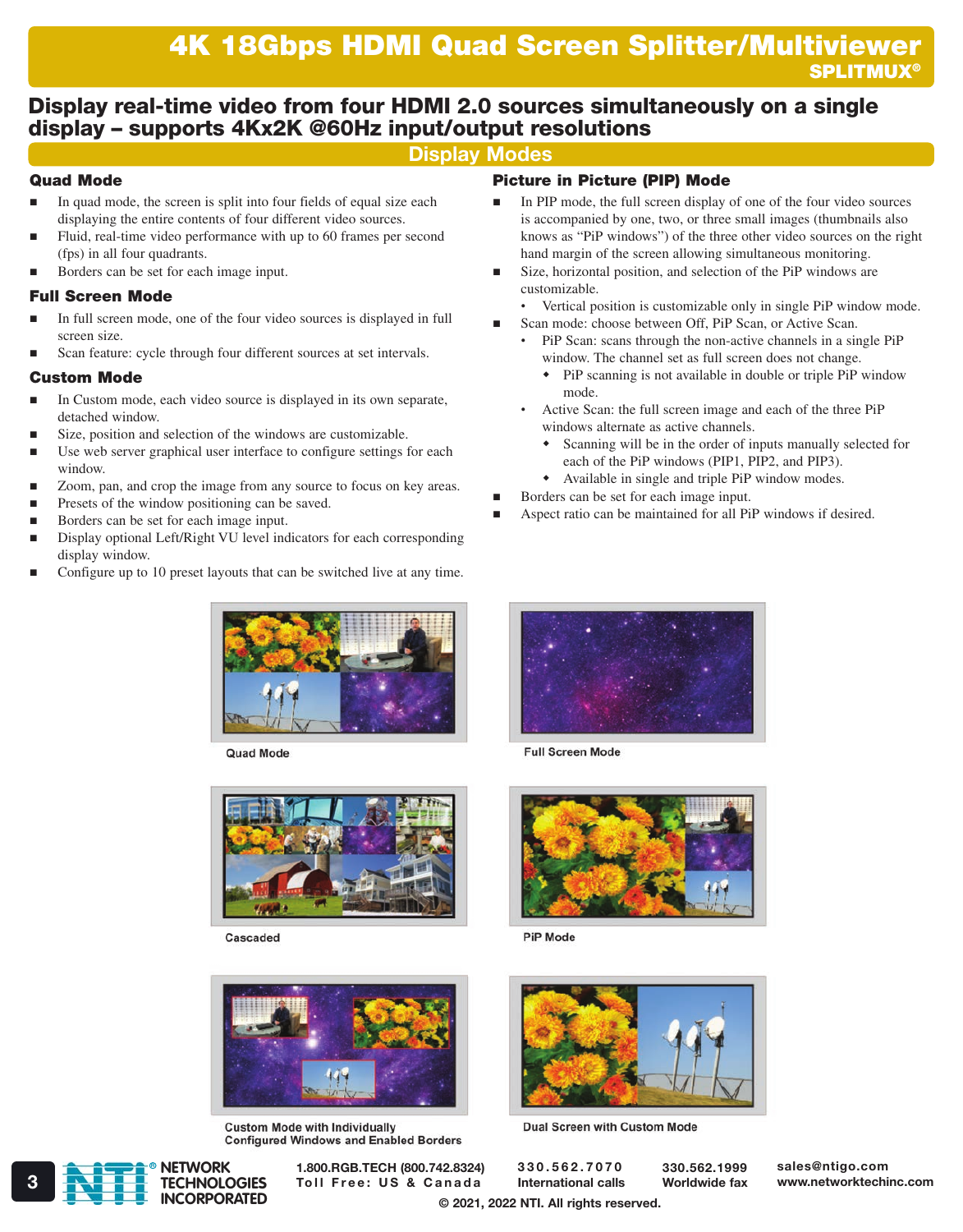# 4K 18Gbps HDMI Quad Screen Splitter/Multiviewer

**SPLITMUX®**

## Display real-time video from four HDMI 2.0 sources simultaneously on a single display – supports 4Kx2K @60Hz input/output resolutions

## Display Modes

### Quad Mode

- In quad mode, the screen is split into four fields of equal size each displaying the entire contents of four different video sources.
- Fluid, real-time video performance with up to 60 frames per second (fps) in all four quadrants.
- Borders can be set for each image input.

### Full Screen Mode

- In full screen mode, one of the four video sources is displayed in full screen size.
- Scan feature: cycle through four different sources at set intervals.

### Custom Mode

- In Custom mode, each video source is displayed in its own separate, detached window.
- Size, position and selection of the windows are customizable.
- Use web server graphical user interface to configure settings for each window.
- Zoom, pan, and crop the image from any source to focus on key areas.
- Presets of the window positioning can be saved.
- Borders can be set for each image input.
- Display optional Left/Right VU level indicators for each corresponding display window.
- Configure up to 10 preset layouts that can be switched live at any time.

### Picture in Picture (PIP) Mode

- In PIP mode, the full screen display of one of the four video sources is accompanied by one, two, or three small images (thumbnails also knows as "PiP windows") of the three other video sources on the right hand margin of the screen allowing simultaneous monitoring.
- Size, horizontal position, and selection of the PiP windows are customizable.
  - Vertical position is customizable only in single PiP window mode.
- Scan mode: choose between Off, PiP Scan, or Active Scan.
  - PiP Scan: scans through the non-active channels in a single PiP window. The channel set as full screen does not change.
    - PiP scanning is not available in double or triple PiP window mode.
  - Active Scan: the full screen image and each of the three PiP windows alternate as active channels.
    - Scanning will be in the order of inputs manually selected for each of the PiP windows (PIP1, PIP2, and PIP3).
    - Available in single and triple PiP window modes.
- Borders can be set for each image input.
- Aspect ratio can be maintained for all PiP windows if desired.

Quad Mode

Full Screen Mode

Cascaded

PiP Mode

Custom Mode with Individually Configured Windows and Enabled Borders

Dual Screen with Custom Mode

NETWORK TECHNOLOGIES INCORPORATED

1.800.RGB.TECH (800.742.8324) Toll Free: US & Canada | 330.562.7070 International calls | 330.562.1999 Worldwide fax | sales@ntigo.com www.networktechinc.com

© 2021, 2022 NTI. All rights reserved.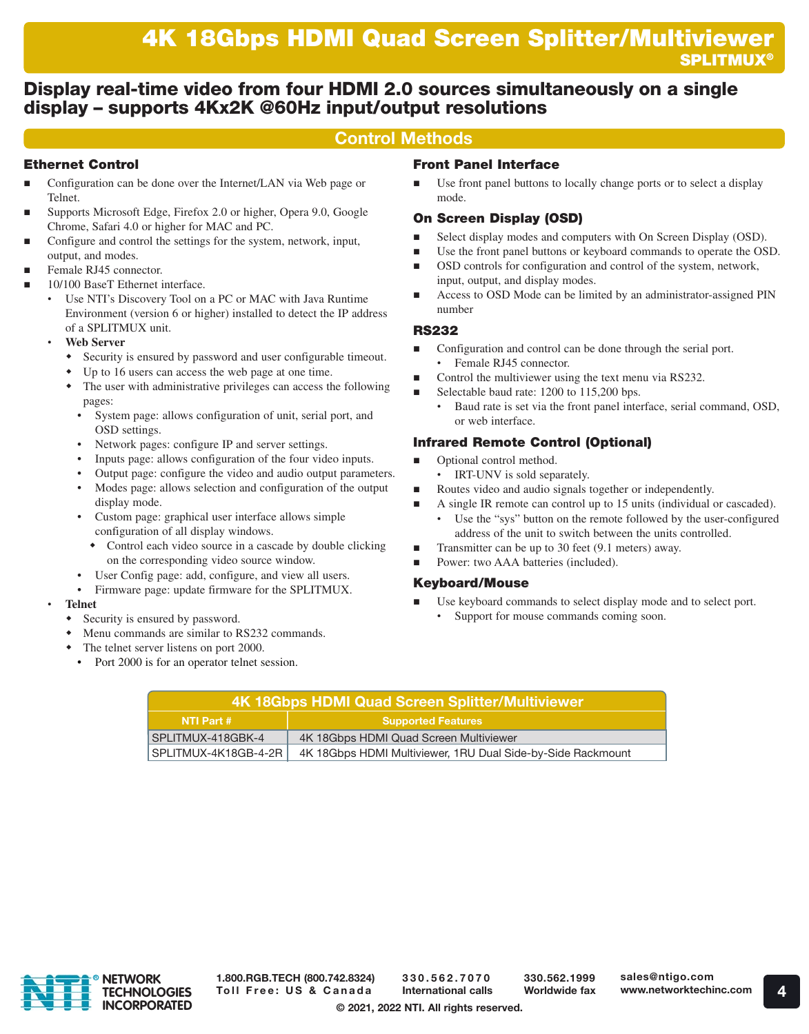# 4K 18Gbps HDMI Quad Screen Splitter/Multiviewer

**SPLITMUX®**

## Display real-time video from four HDMI 2.0 sources simultaneously on a single display – supports 4Kx2K @60Hz input/output resolutions

## Control Methods

### Ethernet Control

- Configuration can be done over the Internet/LAN via Web page or Telnet.
- Supports Microsoft Edge, Firefox 2.0 or higher, Opera 9.0, Google Chrome, Safari 4.0 or higher for MAC and PC.
- Configure and control the settings for the system, network, input, output, and modes.
- Female RJ45 connector.
- 10/100 BaseT Ethernet interface.
  - Use NTI's Discovery Tool on a PC or MAC with Java Runtime Environment (version 6 or higher) installed to detect the IP address of a SPLITMUX unit.
  - **Web Server**
    - Security is ensured by password and user configurable timeout.
    - Up to 16 users can access the web page at one time.
    - The user with administrative privileges can access the following pages:
      - System page: allows configuration of unit, serial port, and OSD settings.
      - Network pages: configure IP and server settings.
      - Inputs page: allows configuration of the four video inputs.
      - Output page: configure the video and audio output parameters.
      - Modes page: allows selection and configuration of the output display mode.
      - Custom page: graphical user interface allows simple configuration of all display windows.
        - Control each video source in a cascade by double clicking on the corresponding video source window.
      - User Config page: add, configure, and view all users.
      - Firmware page: update firmware for the SPLITMUX.
  - **Telnet**
    - Security is ensured by password.
    - Menu commands are similar to RS232 commands.
    - The telnet server listens on port 2000.
      - Port 2000 is for an operator telnet session.

### Front Panel Interface

- Use front panel buttons to locally change ports or to select a display mode.

### On Screen Display (OSD)

- Select display modes and computers with On Screen Display (OSD).
- Use the front panel buttons or keyboard commands to operate the OSD.
- OSD controls for configuration and control of the system, network, input, output, and display modes.
- Access to OSD Mode can be limited by an administrator-assigned PIN number

### RS232

- Configuration and control can be done through the serial port.
  - Female RJ45 connector.
- Control the multiviewer using the text menu via RS232.
- Selectable baud rate: 1200 to 115,200 bps.
  - Baud rate is set via the front panel interface, serial command, OSD, or web interface.

### Infrared Remote Control (Optional)

- Optional control method.
  - IRT-UNV is sold separately.
- Routes video and audio signals together or independently.
- A single IR remote can control up to 15 units (individual or cascaded).
  - Use the "sys" button on the remote followed by the user-configured address of the unit to switch between the units controlled.
- Transmitter can be up to 30 feet (9.1 meters) away.
- Power: two AAA batteries (included).

### Keyboard/Mouse

- Use keyboard commands to select display mode and to select port.
  - Support for mouse commands coming soon.

**4K 18Gbps HDMI Quad Screen Splitter/Multiviewer**

| NTI Part # | Supported Features |
|---|---|
| SPLITMUX-418GBK-4 | 4K 18Gbps HDMI Quad Screen Multiviewer |
| SPLITMUX-4K18GB-4-2R | 4K 18Gbps HDMI Multiviewer, 1RU Dual Side-by-Side Rackmount |

NETWORK TECHNOLOGIES INCORPORATED

1.800.RGB.TECH (800.742.8324) Toll Free: US & Canada | 330.562.7070 International calls | 330.562.1999 Worldwide fax | sales@ntigo.com www.networktechinc.com

© 2021, 2022 NTI. All rights reserved.